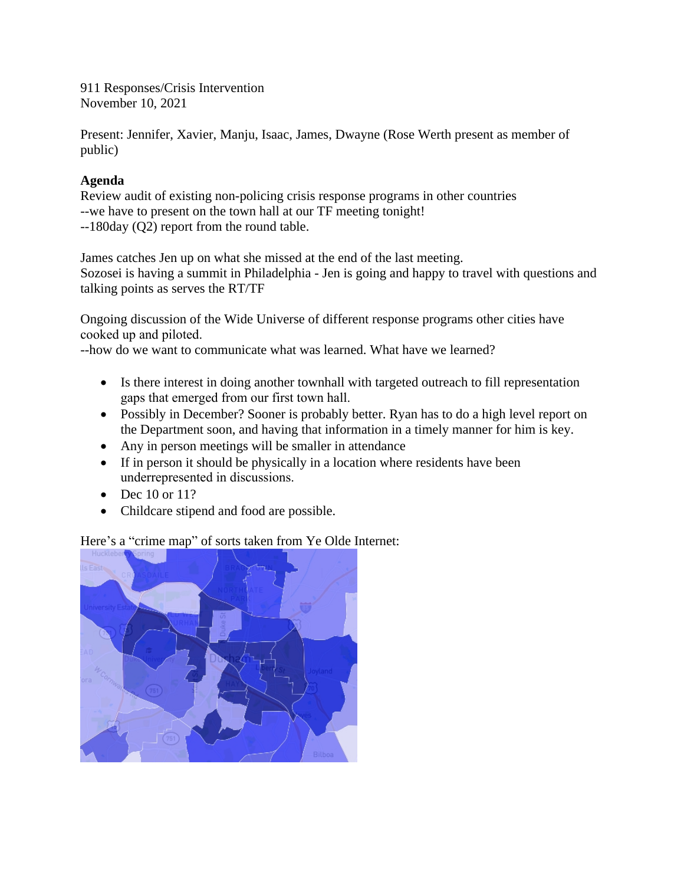911 Responses/Crisis Intervention
November 10, 2021

Present: Jennifer, Xavier, Manju, Isaac, James, Dwayne (Rose Werth present as member of public)

**Agenda**
Review audit of existing non-policing crisis response programs in other countries
--we have to present on the town hall at our TF meeting tonight!
--180day (Q2) report from the round table.

James catches Jen up on what she missed at the end of the last meeting.
Sozosei is having a summit in Philadelphia - Jen is going and happy to travel with questions and talking points as serves the RT/TF

Ongoing discussion of the Wide Universe of different response programs other cities have cooked up and piloted.
--how do we want to communicate what was learned. What have we learned?

- Is there interest in doing another townhall with targeted outreach to fill representation gaps that emerged from our first town hall.
- Possibly in December? Sooner is probably better. Ryan has to do a high level report on the Department soon, and having that information in a timely manner for him is key.
- Any in person meetings will be smaller in attendance
- If in person it should be physically in a location where residents have been underrepresented in discussions.
- Dec 10 or 11?
- Childcare stipend and food are possible.

Here's a "crime map" of sorts taken from Ye Olde Internet: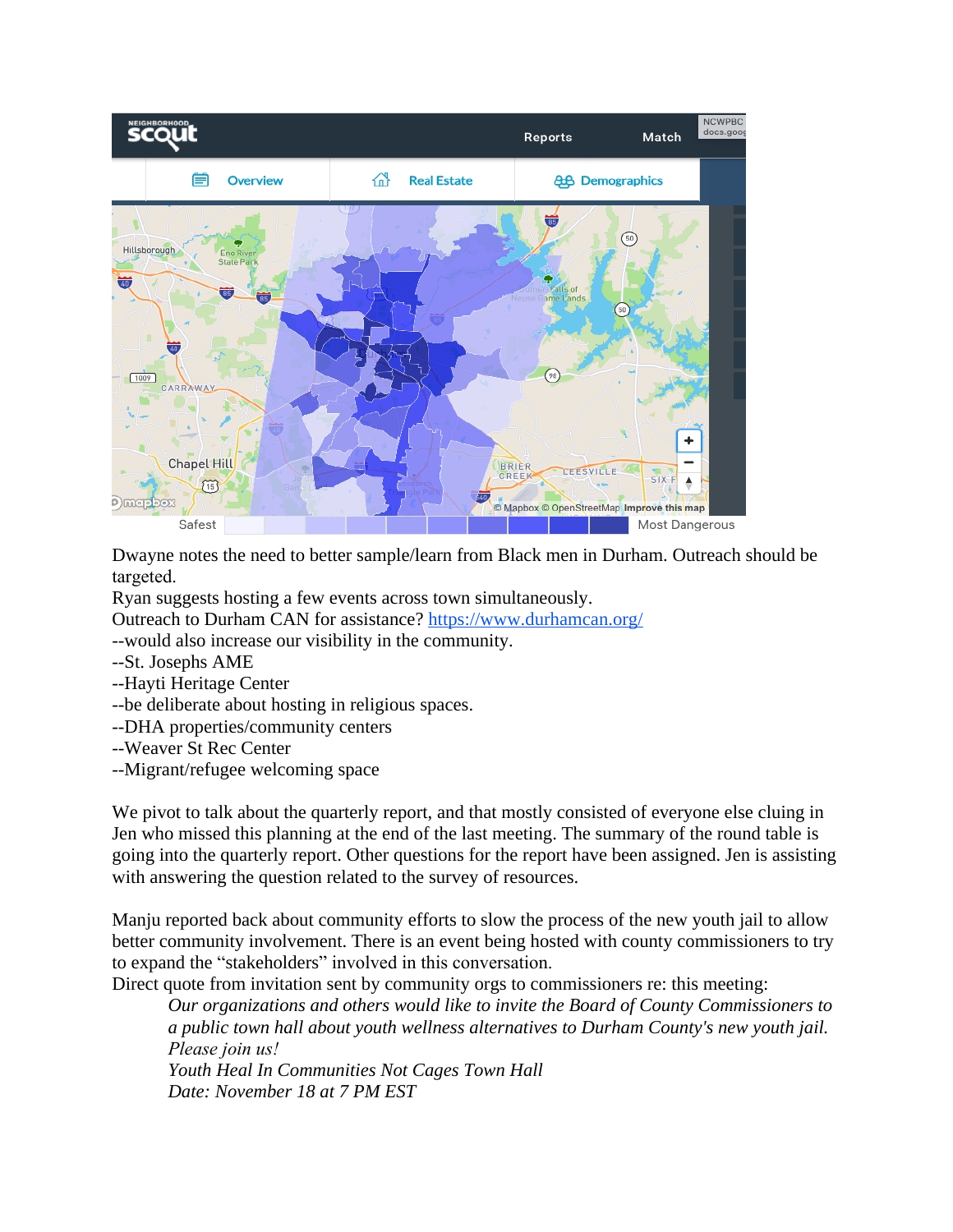Dwayne notes the need to better sample/learn from Black men in Durham. Outreach should be targeted.
Ryan suggests hosting a few events across town simultaneously.
Outreach to Durham CAN for assistance? [https://www.durhamcan.org/](https://www.durhamcan.org/)
--would also increase our visibility in the community.
--St. Josephs AME
--Hayti Heritage Center
--be deliberate about hosting in religious spaces.
--DHA properties/community centers
--Weaver St Rec Center
--Migrant/refugee welcoming space

We pivot to talk about the quarterly report, and that mostly consisted of everyone else cluing in Jen who missed this planning at the end of the last meeting. The summary of the round table is going into the quarterly report. Other questions for the report have been assigned. Jen is assisting with answering the question related to the survey of resources.

Manju reported back about community efforts to slow the process of the new youth jail to allow better community involvement. There is an event being hosted with county commissioners to try to expand the "stakeholders" involved in this conversation.
Direct quote from invitation sent by community orgs to commissioners re: this meeting:

> *Our organizations and others would like to invite the Board of County Commissioners to a public town hall about youth wellness alternatives to Durham County's new youth jail. Please join us!*
> *Youth Heal In Communities Not Cages Town Hall*
> *Date: November 18 at 7 PM EST*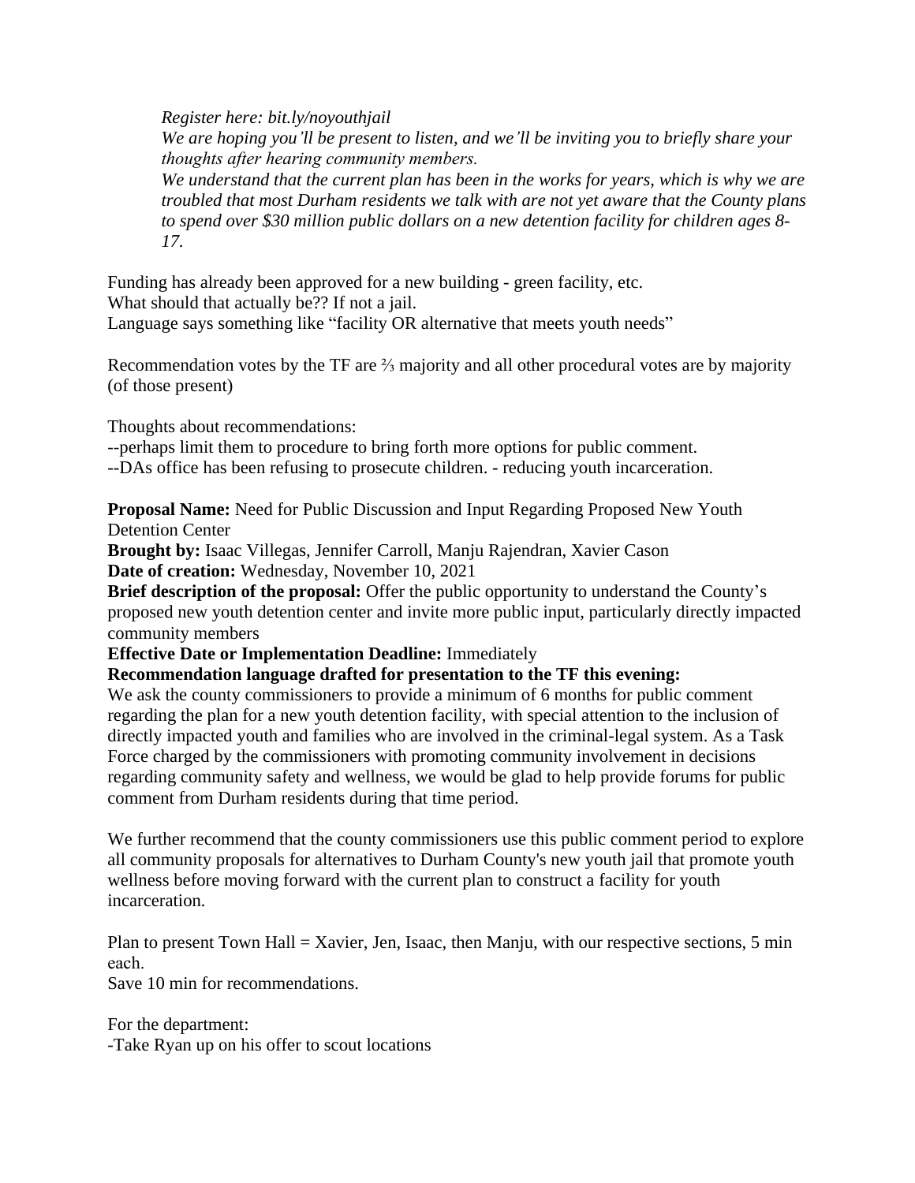*Register here: bit.ly/noyouthjail*
*We are hoping you'll be present to listen, and we'll be inviting you to briefly share your thoughts after hearing community members.*
*We understand that the current plan has been in the works for years, which is why we are troubled that most Durham residents we talk with are not yet aware that the County plans to spend over $30 million public dollars on a new detention facility for children ages 8-17.*

Funding has already been approved for a new building - green facility, etc.
What should that actually be?? If not a jail.
Language says something like "facility OR alternative that meets youth needs"

Recommendation votes by the TF are ⅔ majority and all other procedural votes are by majority (of those present)

Thoughts about recommendations:
--perhaps limit them to procedure to bring forth more options for public comment.
--DAs office has been refusing to prosecute children. - reducing youth incarceration.

**Proposal Name:** Need for Public Discussion and Input Regarding Proposed New Youth Detention Center
**Brought by:** Isaac Villegas, Jennifer Carroll, Manju Rajendran, Xavier Cason
**Date of creation:** Wednesday, November 10, 2021
**Brief description of the proposal:** Offer the public opportunity to understand the County's proposed new youth detention center and invite more public input, particularly directly impacted community members
**Effective Date or Implementation Deadline:** Immediately
**Recommendation language drafted for presentation to the TF this evening:**
We ask the county commissioners to provide a minimum of 6 months for public comment regarding the plan for a new youth detention facility, with special attention to the inclusion of directly impacted youth and families who are involved in the criminal-legal system. As a Task Force charged by the commissioners with promoting community involvement in decisions regarding community safety and wellness, we would be glad to help provide forums for public comment from Durham residents during that time period.

We further recommend that the county commissioners use this public comment period to explore all community proposals for alternatives to Durham County's new youth jail that promote youth wellness before moving forward with the current plan to construct a facility for youth incarceration.

Plan to present Town Hall = Xavier, Jen, Isaac, then Manju, with our respective sections, 5 min each.
Save 10 min for recommendations.

For the department:
-Take Ryan up on his offer to scout locations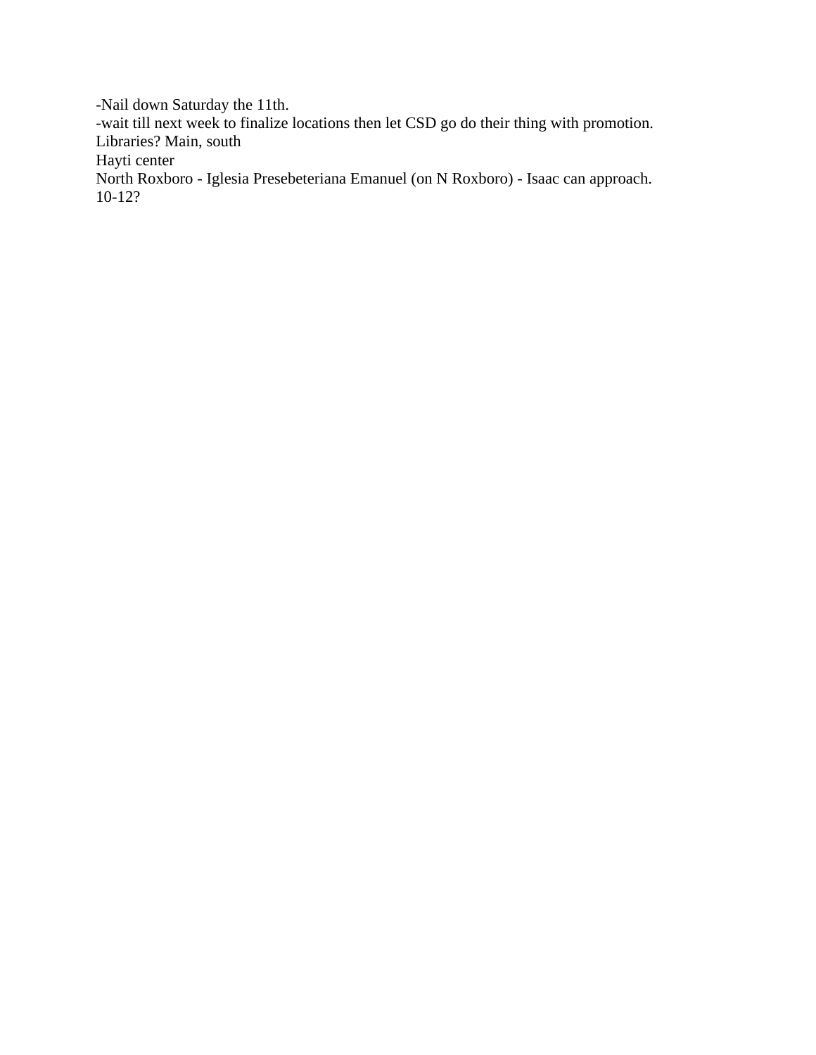-Nail down Saturday the 11th.
-wait till next week to finalize locations then let CSD go do their thing with promotion.
Libraries? Main, south
Hayti center
North Roxboro - Iglesia Presebeteriana Emanuel (on N Roxboro) - Isaac can approach.
10-12?